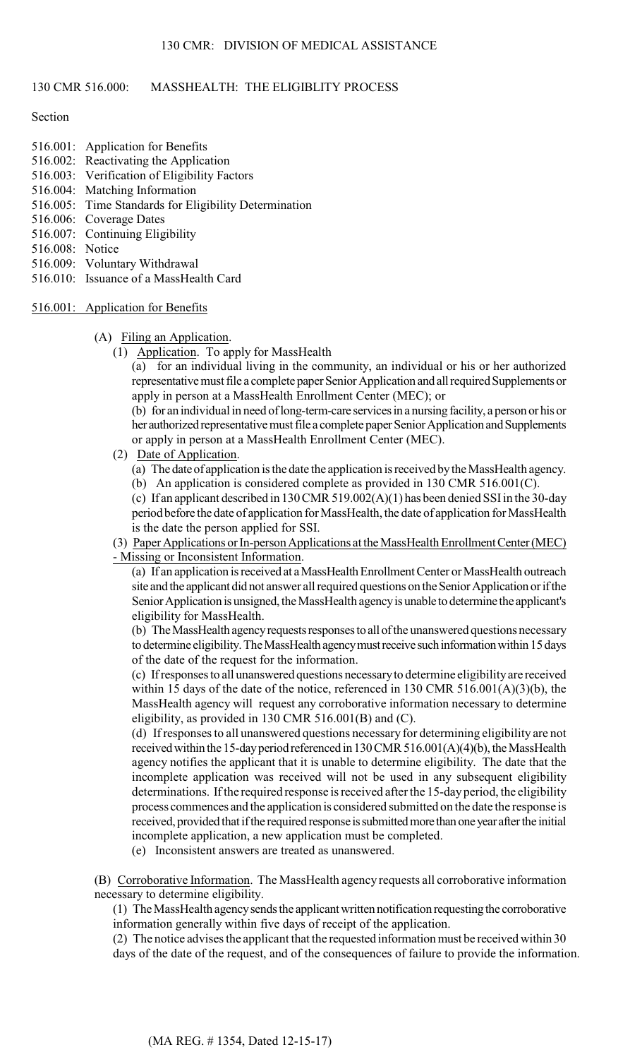# 130 CMR 516.000: MASSHEALTH: THE ELIGIBLITY PROCESS

Section

516.001: Application for Benefits
516.002: Reactivating the Application
516.003: Verification of Eligibility Factors
516.004: Matching Information
516.005: Time Standards for Eligibility Determination
516.006: Coverage Dates
516.007: Continuing Eligibility
516.008: Notice
516.009: Voluntary Withdrawal
516.010: Issuance of a MassHealth Card

## 516.001: Application for Benefits

(A) Filing an Application.

(1) Application. To apply for MassHealth

(a) for an individual living in the community, an individual or his or her authorized representative must file a complete paper Senior Application and all required Supplements or apply in person at a MassHealth Enrollment Center (MEC); or

(b) for an individual in need of long-term-care services in a nursing facility, a person or his or her authorized representative must file a complete paper Senior Application and Supplements or apply in person at a MassHealth Enrollment Center (MEC).

(2) Date of Application.

(a) The date of application is the date the application is received by the MassHealth agency.

(b) An application is considered complete as provided in 130 CMR 516.001(C).

(c) If an applicant described in 130 CMR 519.002(A)(1) has been denied SSI in the 30-day period before the date of application for MassHealth, the date of application for MassHealth is the date the person applied for SSI.

(3) Paper Applications or In-person Applications at the MassHealth Enrollment Center (MEC) - Missing or Inconsistent Information.

(a) If an application is received at a MassHealth Enrollment Center or MassHealth outreach site and the applicant did not answer all required questions on the Senior Application or if the Senior Application is unsigned, the MassHealth agency is unable to determine the applicant's eligibility for MassHealth.

(b) The MassHealth agency requests responses to all of the unanswered questions necessary to determine eligibility. The MassHealth agency must receive such information within 15 days of the date of the request for the information.

(c) If responses to all unanswered questions necessary to determine eligibility are received within 15 days of the date of the notice, referenced in 130 CMR 516.001(A)(3)(b), the MassHealth agency will request any corroborative information necessary to determine eligibility, as provided in 130 CMR 516.001(B) and (C).

(d) If responses to all unanswered questions necessary for determining eligibility are not received within the 15-day period referenced in 130 CMR 516.001(A)(4)(b), the MassHealth agency notifies the applicant that it is unable to determine eligibility. The date that the incomplete application was received will not be used in any subsequent eligibility determinations. If the required response is received after the 15-day period, the eligibility process commences and the application is considered submitted on the date the response is received, provided that if the required response is submitted more than one year after the initial incomplete application, a new application must be completed.

(e) Inconsistent answers are treated as unanswered.

(B) Corroborative Information. The MassHealth agency requests all corroborative information necessary to determine eligibility.

(1) The MassHealth agency sends the applicant written notification requesting the corroborative information generally within five days of receipt of the application.

(2) The notice advises the applicant that the requested information must be received within 30 days of the date of the request, and of the consequences of failure to provide the information.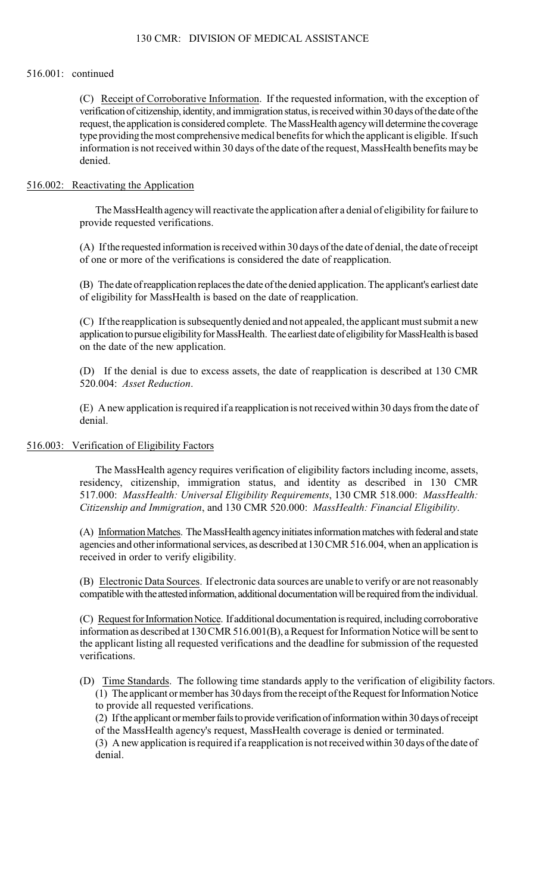516.001: continued

(C) Receipt of Corroborative Information. If the requested information, with the exception of verification of citizenship, identity, and immigration status, is received within 30 days of the date of the request, the application is considered complete. The MassHealth agency will determine the coverage type providing the most comprehensive medical benefits for which the applicant is eligible. If such information is not received within 30 days of the date of the request, MassHealth benefits may be denied.

## 516.002: Reactivating the Application

The MassHealth agency will reactivate the application after a denial of eligibility for failure to provide requested verifications.

(A) If the requested information is received within 30 days of the date of denial, the date of receipt of one or more of the verifications is considered the date of reapplication.

(B) The date of reapplication replaces the date of the denied application. The applicant's earliest date of eligibility for MassHealth is based on the date of reapplication.

(C) If the reapplication is subsequently denied and not appealed, the applicant must submit a new application to pursue eligibility for MassHealth. The earliest date of eligibility for MassHealth is based on the date of the new application.

(D) If the denial is due to excess assets, the date of reapplication is described at 130 CMR 520.004: *Asset Reduction*.

(E) A new application is required if a reapplication is not received within 30 days from the date of denial.

## 516.003: Verification of Eligibility Factors

The MassHealth agency requires verification of eligibility factors including income, assets, residency, citizenship, immigration status, and identity as described in 130 CMR 517.000: *MassHealth: Universal Eligibility Requirements*, 130 CMR 518.000: *MassHealth: Citizenship and Immigration*, and 130 CMR 520.000: *MassHealth: Financial Eligibility*.

(A) Information Matches. The MassHealth agency initiates information matches with federal and state agencies and other informational services, as described at 130 CMR 516.004, when an application is received in order to verify eligibility.

(B) Electronic Data Sources. If electronic data sources are unable to verify or are not reasonably compatible with the attested information, additional documentation will be required from the individual.

(C) Request for Information Notice. If additional documentation is required, including corroborative information as described at 130 CMR 516.001(B), a Request for Information Notice will be sent to the applicant listing all requested verifications and the deadline for submission of the requested verifications.

(D) Time Standards. The following time standards apply to the verification of eligibility factors.

(1) The applicant or member has 30 days from the receipt of the Request for Information Notice to provide all requested verifications.

(2) If the applicant or member fails to provide verification of information within 30 days of receipt of the MassHealth agency's request, MassHealth coverage is denied or terminated.

(3) A new application is required if a reapplication is not received within 30 days of the date of denial.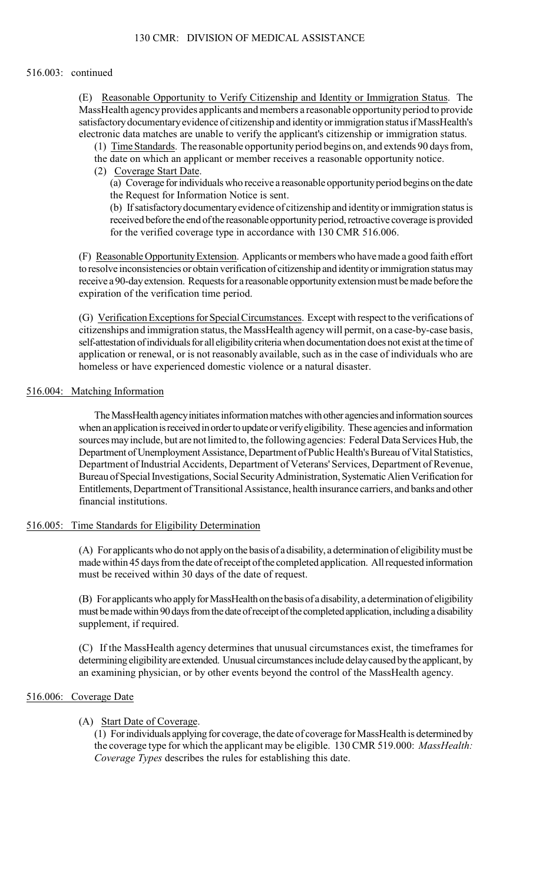516.003: continued

(E) Reasonable Opportunity to Verify Citizenship and Identity or Immigration Status. The MassHealth agency provides applicants and members a reasonable opportunity period to provide satisfactory documentary evidence of citizenship and identity or immigration status if MassHealth's electronic data matches are unable to verify the applicant's citizenship or immigration status.

(1) Time Standards. The reasonable opportunity period begins on, and extends 90 days from, the date on which an applicant or member receives a reasonable opportunity notice.

(2) Coverage Start Date.

(a) Coverage for individuals who receive a reasonable opportunity period begins on the date the Request for Information Notice is sent.

(b) If satisfactory documentary evidence of citizenship and identity or immigration status is received before the end of the reasonable opportunity period, retroactive coverage is provided for the verified coverage type in accordance with 130 CMR 516.006.

(F) Reasonable Opportunity Extension. Applicants or members who have made a good faith effort to resolve inconsistencies or obtain verification of citizenship and identity or immigration status may receive a 90-day extension. Requests for a reasonable opportunity extension must be made before the expiration of the verification time period.

(G) Verification Exceptions for Special Circumstances. Except with respect to the verifications of citizenships and immigration status, the MassHealth agency will permit, on a case-by-case basis, self-attestation of individuals for all eligibility criteria when documentation does not exist at the time of application or renewal, or is not reasonably available, such as in the case of individuals who are homeless or have experienced domestic violence or a natural disaster.

## 516.004: Matching Information

The MassHealth agency initiates information matches with other agencies and information sources when an application is received in order to update or verify eligibility. These agencies and information sources may include, but are not limited to, the following agencies: Federal Data Services Hub, the Department of Unemployment Assistance, Department of Public Health's Bureau of Vital Statistics, Department of Industrial Accidents, Department of Veterans' Services, Department of Revenue, Bureau of Special Investigations, Social Security Administration, Systematic Alien Verification for Entitlements, Department of Transitional Assistance, health insurance carriers, and banks and other financial institutions.

## 516.005: Time Standards for Eligibility Determination

(A) For applicants who do not apply on the basis of a disability, a determination of eligibility must be made within 45 days from the date of receipt of the completed application. All requested information must be received within 30 days of the date of request.

(B) For applicants who apply for MassHealth on the basis of a disability, a determination of eligibility must be made within 90 days from the date of receipt of the completed application, including a disability supplement, if required.

(C) If the MassHealth agency determines that unusual circumstances exist, the timeframes for determining eligibility are extended. Unusual circumstances include delay caused by the applicant, by an examining physician, or by other events beyond the control of the MassHealth agency.

## 516.006: Coverage Date

(A) Start Date of Coverage.

(1) For individuals applying for coverage, the date of coverage for MassHealth is determined by the coverage type for which the applicant may be eligible. 130 CMR 519.000: *MassHealth: Coverage Types* describes the rules for establishing this date.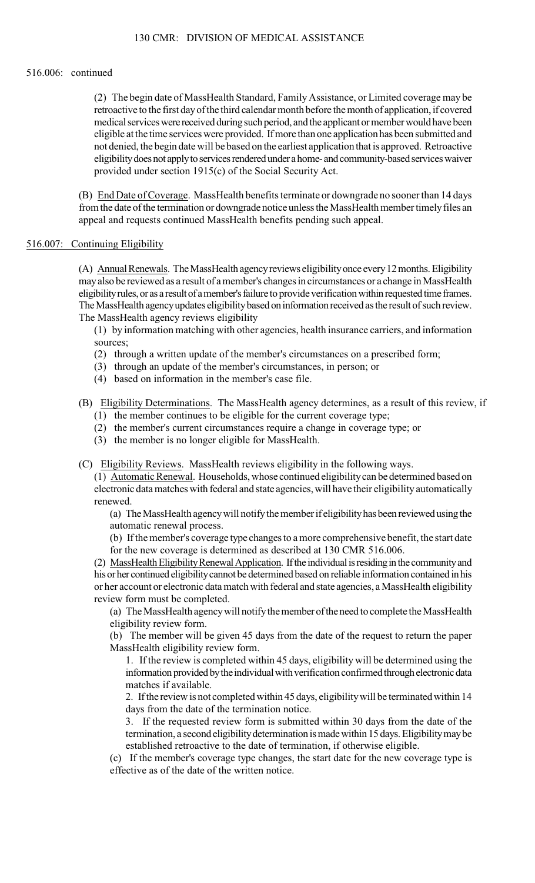516.006: continued

(2) The begin date of MassHealth Standard, Family Assistance, or Limited coverage may be retroactive to the first day of the third calendar month before the month of application, if covered medical services were received during such period, and the applicant or member would have been eligible at the time services were provided. If more than one application has been submitted and not denied, the begin date will be based on the earliest application that is approved. Retroactive eligibility does not apply to services rendered under a home- and community-based services waiver provided under section 1915(c) of the Social Security Act.

(B) End Date of Coverage. MassHealth benefits terminate or downgrade no sooner than 14 days from the date of the termination or downgrade notice unless the MassHealth member timely files an appeal and requests continued MassHealth benefits pending such appeal.

## 516.007: Continuing Eligibility

(A) Annual Renewals. The MassHealth agency reviews eligibility once every 12 months. Eligibility may also be reviewed as a result of a member's changes in circumstances or a change in MassHealth eligibility rules, or as a result of a member's failure to provide verification within requested time frames. The MassHealth agency updates eligibility based on information received as the result of such review. The MassHealth agency reviews eligibility

(1) by information matching with other agencies, health insurance carriers, and information sources;
(2) through a written update of the member's circumstances on a prescribed form;
(3) through an update of the member's circumstances, in person; or
(4) based on information in the member's case file.

(B) Eligibility Determinations. The MassHealth agency determines, as a result of this review, if

(1) the member continues to be eligible for the current coverage type;
(2) the member's current circumstances require a change in coverage type; or
(3) the member is no longer eligible for MassHealth.

(C) Eligibility Reviews. MassHealth reviews eligibility in the following ways.

(1) Automatic Renewal. Households, whose continued eligibility can be determined based on electronic data matches with federal and state agencies, will have their eligibility automatically renewed.

(a) The MassHealth agency will notify the member if eligibility has been reviewed using the automatic renewal process.
(b) If the member's coverage type changes to a more comprehensive benefit, the start date for the new coverage is determined as described at 130 CMR 516.006.

(2) MassHealth Eligibility Renewal Application. If the individual is residing in the community and his or her continued eligibility cannot be determined based on reliable information contained in his or her account or electronic data match with federal and state agencies, a MassHealth eligibility review form must be completed.

(a) The MassHealth agency will notify the member of the need to complete the MassHealth eligibility review form.
(b) The member will be given 45 days from the date of the request to return the paper MassHealth eligibility review form.

1. If the review is completed within 45 days, eligibility will be determined using the information provided by the individual with verification confirmed through electronic data matches if available.
2. If the review is not completed within 45 days, eligibility will be terminated within 14 days from the date of the termination notice.
3. If the requested review form is submitted within 30 days from the date of the termination, a second eligibility determination is made within 15 days. Eligibility may be established retroactive to the date of termination, if otherwise eligible.

(c) If the member's coverage type changes, the start date for the new coverage type is effective as of the date of the written notice.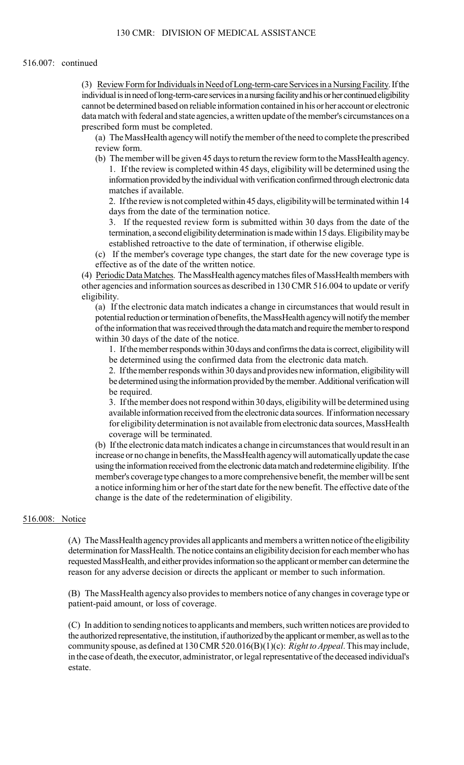516.007: continued

(3) Review Form for Individuals in Need of Long-term-care Services in a Nursing Facility. If the individual is in need of long-term-care services in a nursing facility and his or her continued eligibility cannot be determined based on reliable information contained in his or her account or electronic data match with federal and state agencies, a written update of the member's circumstances on a prescribed form must be completed.

(a) The MassHealth agency will notify the member of the need to complete the prescribed review form.

(b) The member will be given 45 days to return the review form to the MassHealth agency.

1. If the review is completed within 45 days, eligibility will be determined using the information provided by the individual with verification confirmed through electronic data matches if available.

2. If the review is not completed within 45 days, eligibility will be terminated within 14 days from the date of the termination notice.

3. If the requested review form is submitted within 30 days from the date of the termination, a second eligibility determination is made within 15 days. Eligibility may be established retroactive to the date of termination, if otherwise eligible.

(c) If the member's coverage type changes, the start date for the new coverage type is effective as of the date of the written notice.

(4) Periodic Data Matches. The MassHealth agency matches files of MassHealth members with other agencies and information sources as described in 130 CMR 516.004 to update or verify eligibility.

(a) If the electronic data match indicates a change in circumstances that would result in potential reduction or termination of benefits, the MassHealth agency will notify the member of the information that was received through the data match and require the member to respond within 30 days of the date of the notice.

1. If the member responds within 30 days and confirms the data is correct, eligibility will be determined using the confirmed data from the electronic data match.

2. If the member responds within 30 days and provides new information, eligibility will be determined using the information provided by the member. Additional verification will be required.

3. If the member does not respond within 30 days, eligibility will be determined using available information received from the electronic data sources. If information necessary for eligibility determination is not available from electronic data sources, MassHealth coverage will be terminated.

(b) If the electronic data match indicates a change in circumstances that would result in an increase or no change in benefits, the MassHealth agency will automatically update the case using the information received from the electronic data match and redetermine eligibility. If the member's coverage type changes to a more comprehensive benefit, the member will be sent a notice informing him or her of the start date for the new benefit. The effective date of the change is the date of the redetermination of eligibility.

## 516.008: Notice

(A) The MassHealth agency provides all applicants and members a written notice of the eligibility determination for MassHealth. The notice contains an eligibility decision for each member who has requested MassHealth, and either provides information so the applicant or member can determine the reason for any adverse decision or directs the applicant or member to such information.

(B) The MassHealth agency also provides to members notice of any changes in coverage type or patient-paid amount, or loss of coverage.

(C) In addition to sending notices to applicants and members, such written notices are provided to the authorized representative, the institution, if authorized by the applicant or member, as well as to the community spouse, as defined at 130 CMR 520.016(B)(1)(c): *Right to Appeal*. This may include, in the case of death, the executor, administrator, or legal representative of the deceased individual's estate.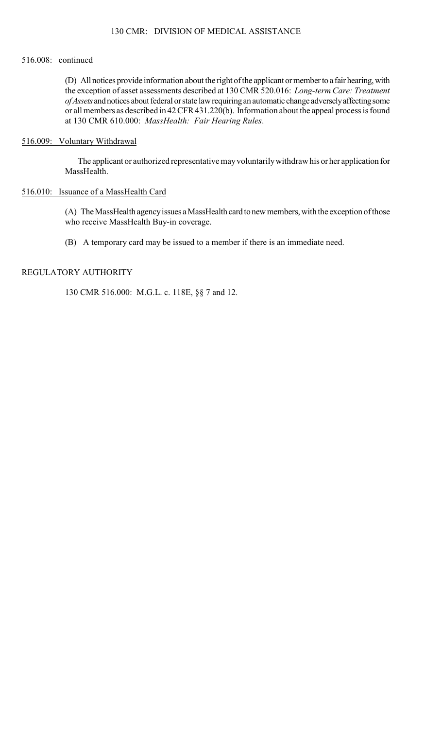516.008: continued

(D) All notices provide information about the right of the applicant or member to a fair hearing, with the exception of asset assessments described at 130 CMR 520.016: *Long-term Care: Treatment of Assets* and notices about federal or state law requiring an automatic change adversely affecting some or all members as described in 42 CFR 431.220(b). Information about the appeal process is found at 130 CMR 610.000: *MassHealth: Fair Hearing Rules*.

516.009: Voluntary Withdrawal

The applicant or authorized representative may voluntarily withdraw his or her application for MassHealth.

516.010: Issuance of a MassHealth Card

(A) The MassHealth agency issues a MassHealth card to new members, with the exception of those who receive MassHealth Buy-in coverage.

(B) A temporary card may be issued to a member if there is an immediate need.

REGULATORY AUTHORITY

130 CMR 516.000: M.G.L. c. 118E, §§ 7 and 12.